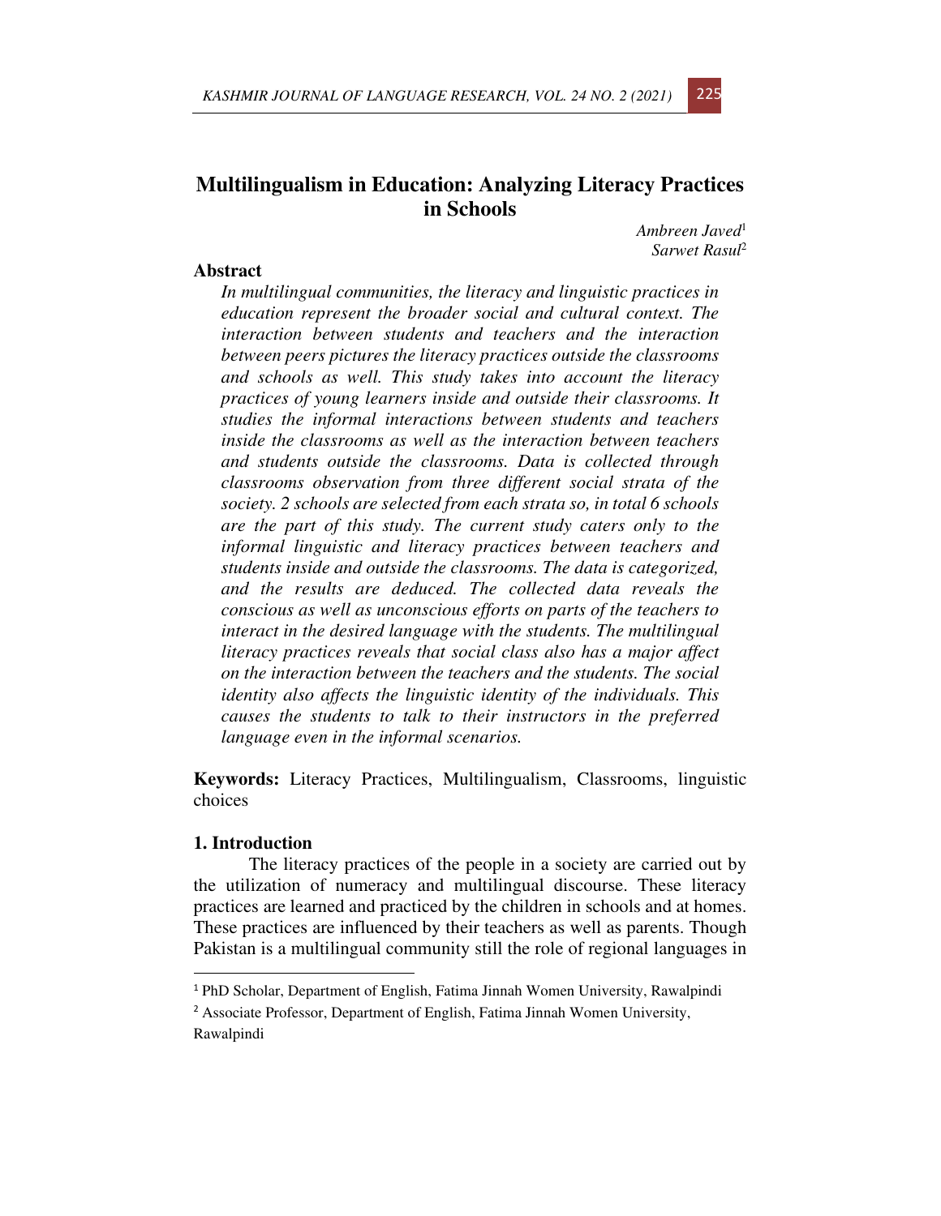# Multilingualism in Education: Analyzing Literacy Practices in Schools

*Ambreen Javed*[1]
*Sarwet Rasul*[2]

## Abstract

*In multilingual communities, the literacy and linguistic practices in education represent the broader social and cultural context. The interaction between students and teachers and the interaction between peers pictures the literacy practices outside the classrooms and schools as well. This study takes into account the literacy practices of young learners inside and outside their classrooms. It studies the informal interactions between students and teachers inside the classrooms as well as the interaction between teachers and students outside the classrooms. Data is collected through classrooms observation from three different social strata of the society. 2 schools are selected from each strata so, in total 6 schools are the part of this study. The current study caters only to the informal linguistic and literacy practices between teachers and students inside and outside the classrooms. The data is categorized, and the results are deduced. The collected data reveals the conscious as well as unconscious efforts on parts of the teachers to interact in the desired language with the students. The multilingual literacy practices reveals that social class also has a major affect on the interaction between the teachers and the students. The social identity also affects the linguistic identity of the individuals. This causes the students to talk to their instructors in the preferred language even in the informal scenarios.*

**Keywords:** Literacy Practices, Multilingualism, Classrooms, linguistic choices

## 1. Introduction

The literacy practices of the people in a society are carried out by the utilization of numeracy and multilingual discourse. These literacy practices are learned and practiced by the children in schools and at homes. These practices are influenced by their teachers as well as parents. Though Pakistan is a multilingual community still the role of regional languages in

---

[1] PhD Scholar, Department of English, Fatima Jinnah Women University, Rawalpindi

[2] Associate Professor, Department of English, Fatima Jinnah Women University, Rawalpindi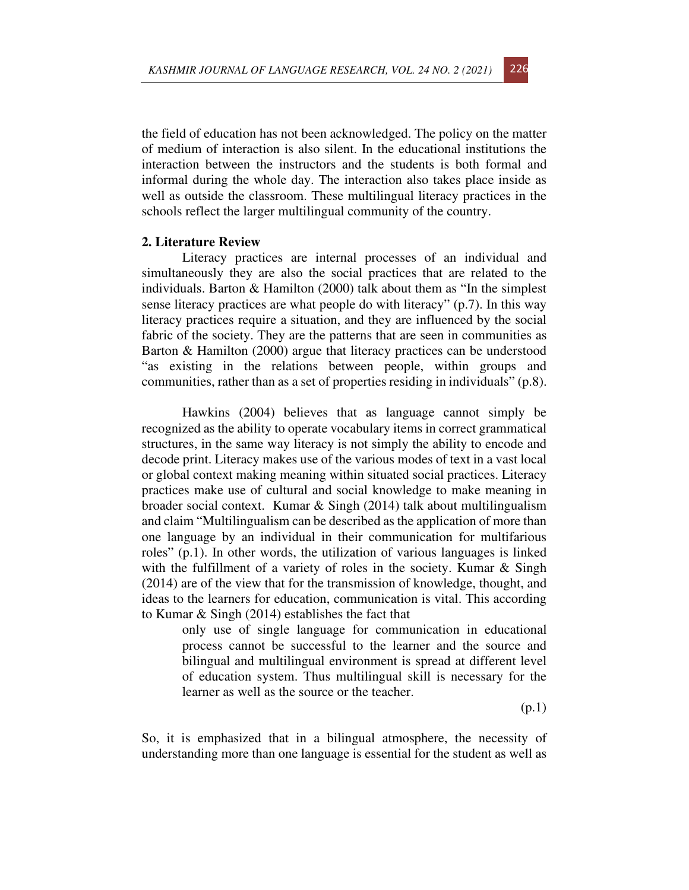the field of education has not been acknowledged. The policy on the matter of medium of interaction is also silent. In the educational institutions the interaction between the instructors and the students is both formal and informal during the whole day. The interaction also takes place inside as well as outside the classroom. These multilingual literacy practices in the schools reflect the larger multilingual community of the country.

## 2. Literature Review

Literacy practices are internal processes of an individual and simultaneously they are also the social practices that are related to the individuals. Barton & Hamilton (2000) talk about them as "In the simplest sense literacy practices are what people do with literacy" (p.7). In this way literacy practices require a situation, and they are influenced by the social fabric of the society. They are the patterns that are seen in communities as Barton & Hamilton (2000) argue that literacy practices can be understood "as existing in the relations between people, within groups and communities, rather than as a set of properties residing in individuals" (p.8).

Hawkins (2004) believes that as language cannot simply be recognized as the ability to operate vocabulary items in correct grammatical structures, in the same way literacy is not simply the ability to encode and decode print. Literacy makes use of the various modes of text in a vast local or global context making meaning within situated social practices. Literacy practices make use of cultural and social knowledge to make meaning in broader social context. Kumar & Singh (2014) talk about multilingualism and claim "Multilingualism can be described as the application of more than one language by an individual in their communication for multifarious roles" (p.1). In other words, the utilization of various languages is linked with the fulfillment of a variety of roles in the society. Kumar & Singh (2014) are of the view that for the transmission of knowledge, thought, and ideas to the learners for education, communication is vital. This according to Kumar & Singh (2014) establishes the fact that

> only use of single language for communication in educational process cannot be successful to the learner and the source and bilingual and multilingual environment is spread at different level of education system. Thus multilingual skill is necessary for the learner as well as the source or the teacher.
>
> (p.1)

So, it is emphasized that in a bilingual atmosphere, the necessity of understanding more than one language is essential for the student as well as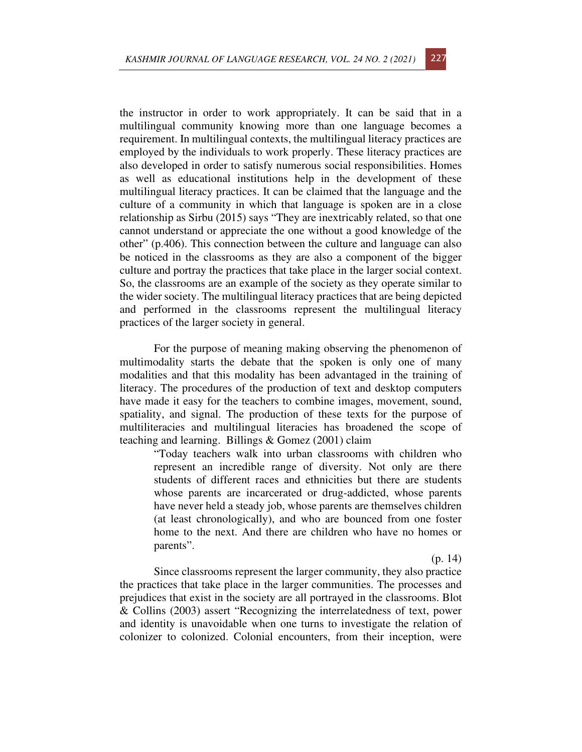the instructor in order to work appropriately. It can be said that in a multilingual community knowing more than one language becomes a requirement. In multilingual contexts, the multilingual literacy practices are employed by the individuals to work properly. These literacy practices are also developed in order to satisfy numerous social responsibilities. Homes as well as educational institutions help in the development of these multilingual literacy practices. It can be claimed that the language and the culture of a community in which that language is spoken are in a close relationship as Sirbu (2015) says "They are inextricably related, so that one cannot understand or appreciate the one without a good knowledge of the other" (p.406). This connection between the culture and language can also be noticed in the classrooms as they are also a component of the bigger culture and portray the practices that take place in the larger social context. So, the classrooms are an example of the society as they operate similar to the wider society. The multilingual literacy practices that are being depicted and performed in the classrooms represent the multilingual literacy practices of the larger society in general.

For the purpose of meaning making observing the phenomenon of multimodality starts the debate that the spoken is only one of many modalities and that this modality has been advantaged in the training of literacy. The procedures of the production of text and desktop computers have made it easy for the teachers to combine images, movement, sound, spatiality, and signal. The production of these texts for the purpose of multiliteracies and multilingual literacies has broadened the scope of teaching and learning. Billings & Gomez (2001) claim

> "Today teachers walk into urban classrooms with children who represent an incredible range of diversity. Not only are there students of different races and ethnicities but there are students whose parents are incarcerated or drug-addicted, whose parents have never held a steady job, whose parents are themselves children (at least chronologically), and who are bounced from one foster home to the next. And there are children who have no homes or parents".
>
> (p. 14)

Since classrooms represent the larger community, they also practice the practices that take place in the larger communities. The processes and prejudices that exist in the society are all portrayed in the classrooms. Blot & Collins (2003) assert "Recognizing the interrelatedness of text, power and identity is unavoidable when one turns to investigate the relation of colonizer to colonized. Colonial encounters, from their inception, were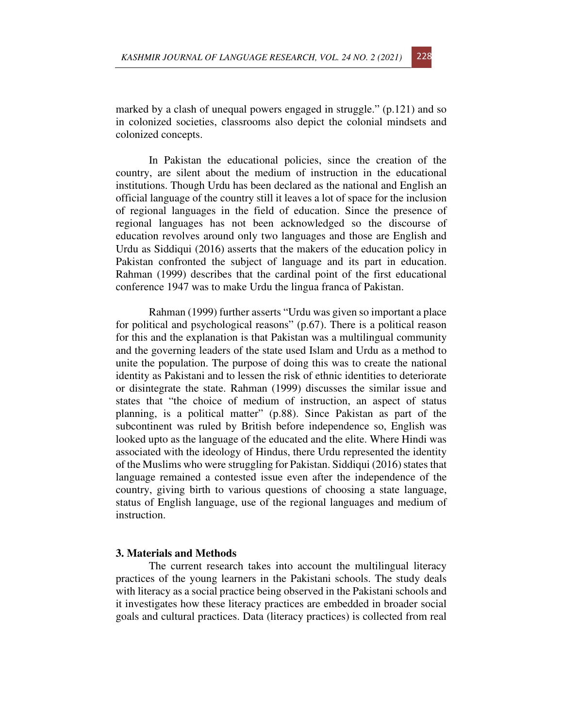marked by a clash of unequal powers engaged in struggle." (p.121) and so in colonized societies, classrooms also depict the colonial mindsets and colonized concepts.

In Pakistan the educational policies, since the creation of the country, are silent about the medium of instruction in the educational institutions. Though Urdu has been declared as the national and English an official language of the country still it leaves a lot of space for the inclusion of regional languages in the field of education. Since the presence of regional languages has not been acknowledged so the discourse of education revolves around only two languages and those are English and Urdu as Siddiqui (2016) asserts that the makers of the education policy in Pakistan confronted the subject of language and its part in education. Rahman (1999) describes that the cardinal point of the first educational conference 1947 was to make Urdu the lingua franca of Pakistan.

Rahman (1999) further asserts "Urdu was given so important a place for political and psychological reasons" (p.67). There is a political reason for this and the explanation is that Pakistan was a multilingual community and the governing leaders of the state used Islam and Urdu as a method to unite the population. The purpose of doing this was to create the national identity as Pakistani and to lessen the risk of ethnic identities to deteriorate or disintegrate the state. Rahman (1999) discusses the similar issue and states that "the choice of medium of instruction, an aspect of status planning, is a political matter" (p.88). Since Pakistan as part of the subcontinent was ruled by British before independence so, English was looked upto as the language of the educated and the elite. Where Hindi was associated with the ideology of Hindus, there Urdu represented the identity of the Muslims who were struggling for Pakistan. Siddiqui (2016) states that language remained a contested issue even after the independence of the country, giving birth to various questions of choosing a state language, status of English language, use of the regional languages and medium of instruction.

## 3. Materials and Methods

The current research takes into account the multilingual literacy practices of the young learners in the Pakistani schools. The study deals with literacy as a social practice being observed in the Pakistani schools and it investigates how these literacy practices are embedded in broader social goals and cultural practices. Data (literacy practices) is collected from real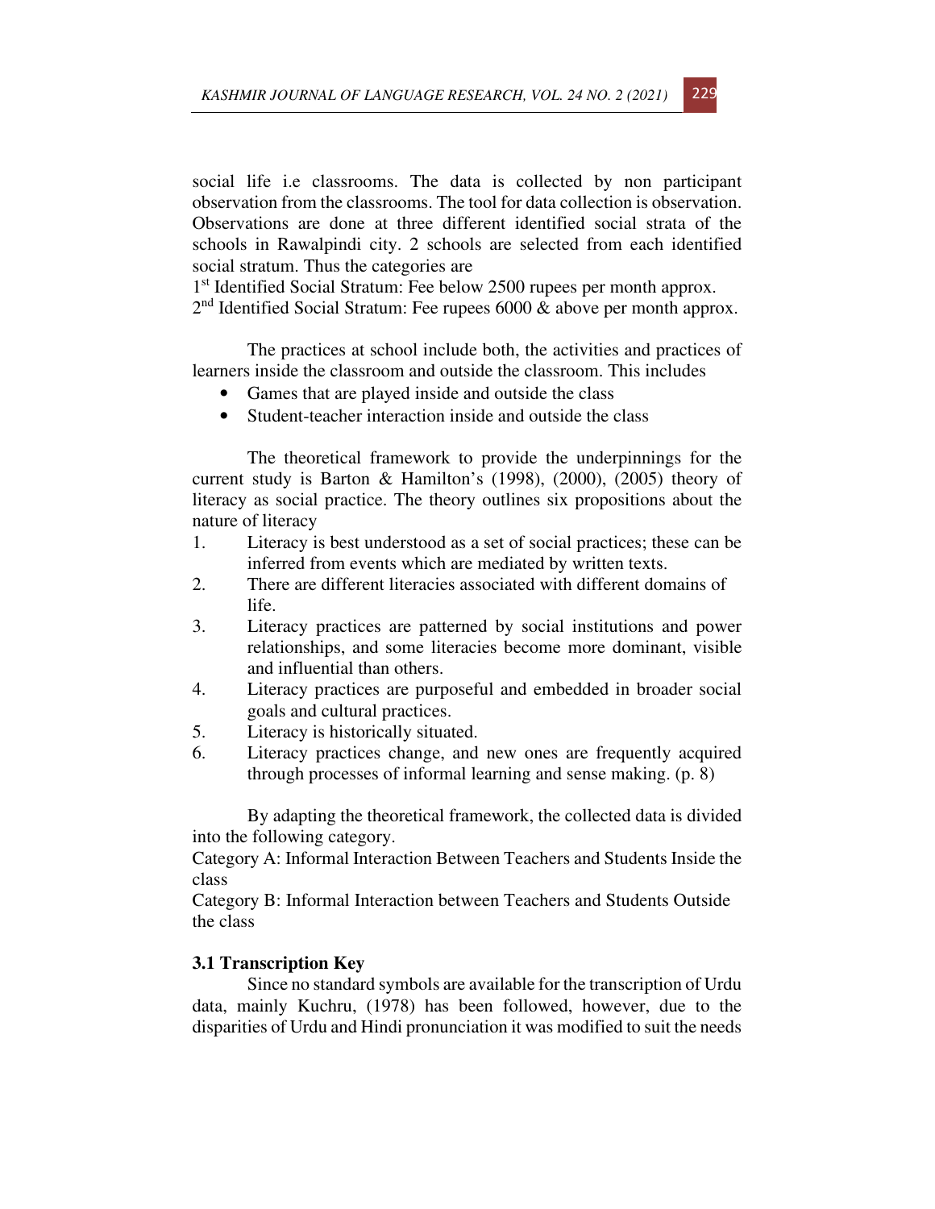social life i.e classrooms. The data is collected by non participant observation from the classrooms. The tool for data collection is observation. Observations are done at three different identified social strata of the schools in Rawalpindi city. 2 schools are selected from each identified social stratum. Thus the categories are

1st Identified Social Stratum: Fee below 2500 rupees per month approx.
2nd Identified Social Stratum: Fee rupees 6000 & above per month approx.

The practices at school include both, the activities and practices of learners inside the classroom and outside the classroom. This includes

- Games that are played inside and outside the class
- Student-teacher interaction inside and outside the class

The theoretical framework to provide the underpinnings for the current study is Barton & Hamilton's (1998), (2000), (2005) theory of literacy as social practice. The theory outlines six propositions about the nature of literacy

1. Literacy is best understood as a set of social practices; these can be inferred from events which are mediated by written texts.
2. There are different literacies associated with different domains of life.
3. Literacy practices are patterned by social institutions and power relationships, and some literacies become more dominant, visible and influential than others.
4. Literacy practices are purposeful and embedded in broader social goals and cultural practices.
5. Literacy is historically situated.
6. Literacy practices change, and new ones are frequently acquired through processes of informal learning and sense making. (p. 8)

By adapting the theoretical framework, the collected data is divided into the following category.

Category A: Informal Interaction Between Teachers and Students Inside the class

Category B: Informal Interaction between Teachers and Students Outside the class

### 3.1 Transcription Key

Since no standard symbols are available for the transcription of Urdu data, mainly Kuchru, (1978) has been followed, however, due to the disparities of Urdu and Hindi pronunciation it was modified to suit the needs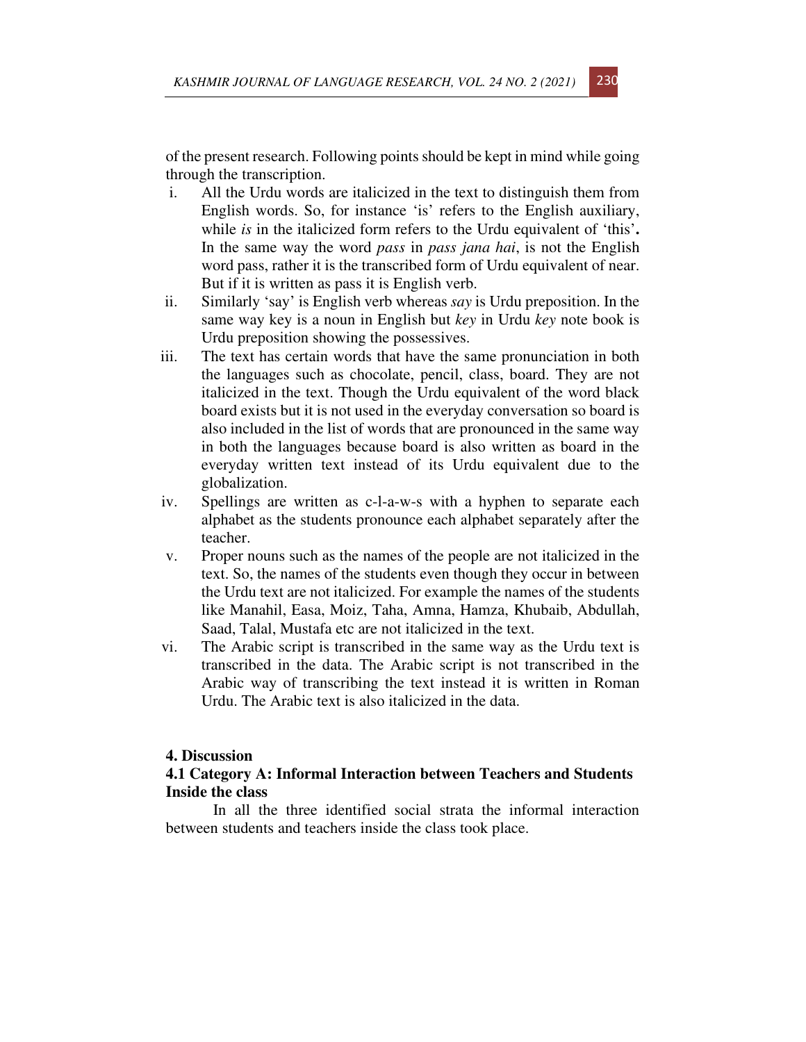of the present research. Following points should be kept in mind while going through the transcription.

i. All the Urdu words are italicized in the text to distinguish them from English words. So, for instance 'is' refers to the English auxiliary, while *is* in the italicized form refers to the Urdu equivalent of 'this'**.** In the same way the word *pass* in *pass jana hai*, is not the English word pass, rather it is the transcribed form of Urdu equivalent of near. But if it is written as pass it is English verb.
ii. Similarly 'say' is English verb whereas *say* is Urdu preposition. In the same way key is a noun in English but *key* in Urdu *key* note book is Urdu preposition showing the possessives.
iii. The text has certain words that have the same pronunciation in both the languages such as chocolate, pencil, class, board. They are not italicized in the text. Though the Urdu equivalent of the word black board exists but it is not used in the everyday conversation so board is also included in the list of words that are pronounced in the same way in both the languages because board is also written as board in the everyday written text instead of its Urdu equivalent due to the globalization.
iv. Spellings are written as c-l-a-w-s with a hyphen to separate each alphabet as the students pronounce each alphabet separately after the teacher.
v. Proper nouns such as the names of the people are not italicized in the text. So, the names of the students even though they occur in between the Urdu text are not italicized. For example the names of the students like Manahil, Easa, Moiz, Taha, Amna, Hamza, Khubaib, Abdullah, Saad, Talal, Mustafa etc are not italicized in the text.
vi. The Arabic script is transcribed in the same way as the Urdu text is transcribed in the data. The Arabic script is not transcribed in the Arabic way of transcribing the text instead it is written in Roman Urdu. The Arabic text is also italicized in the data.

## 4. Discussion

### 4.1 Category A: Informal Interaction between Teachers and Students Inside the class

In all the three identified social strata the informal interaction between students and teachers inside the class took place.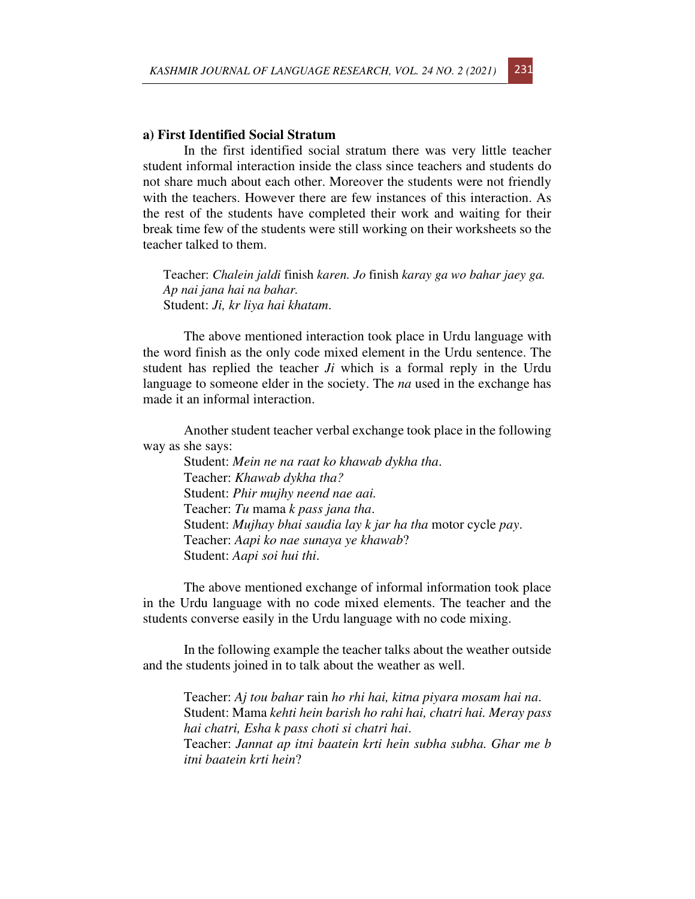**a) First Identified Social Stratum**

In the first identified social stratum there was very little teacher student informal interaction inside the class since teachers and students do not share much about each other. Moreover the students were not friendly with the teachers. However there are few instances of this interaction. As the rest of the students have completed their work and waiting for their break time few of the students were still working on their worksheets so the teacher talked to them.

> Teacher: *Chalein jaldi* finish *karen. Jo* finish *karay ga wo bahar jaey ga. Ap nai jana hai na bahar.*
> Student: *Ji, kr liya hai khatam*.

The above mentioned interaction took place in Urdu language with the word finish as the only code mixed element in the Urdu sentence. The student has replied the teacher *Ji* which is a formal reply in the Urdu language to someone elder in the society. The *na* used in the exchange has made it an informal interaction.

Another student teacher verbal exchange took place in the following way as she says:

> Student: *Mein ne na raat ko khawab dykha tha*.
> Teacher: *Khawab dykha tha?*
> Student: *Phir mujhy neend nae aai.*
> Teacher: *Tu* mama *k pass jana tha*.
> Student: *Mujhay bhai saudia lay k jar ha tha* motor cycle *pay*.
> Teacher: *Aapi ko nae sunaya ye khawab*?
> Student: *Aapi soi hui thi*.

The above mentioned exchange of informal information took place in the Urdu language with no code mixed elements. The teacher and the students converse easily in the Urdu language with no code mixing.

In the following example the teacher talks about the weather outside and the students joined in to talk about the weather as well.

> Teacher: *Aj tou bahar* rain *ho rhi hai, kitna piyara mosam hai na*.
> Student: Mama *kehti hein barish ho rahi hai, chatri hai. Meray pass hai chatri, Esha k pass choti si chatri hai*.
> Teacher: *Jannat ap itni baatein krti hein subha subha. Ghar me b itni baatein krti hein*?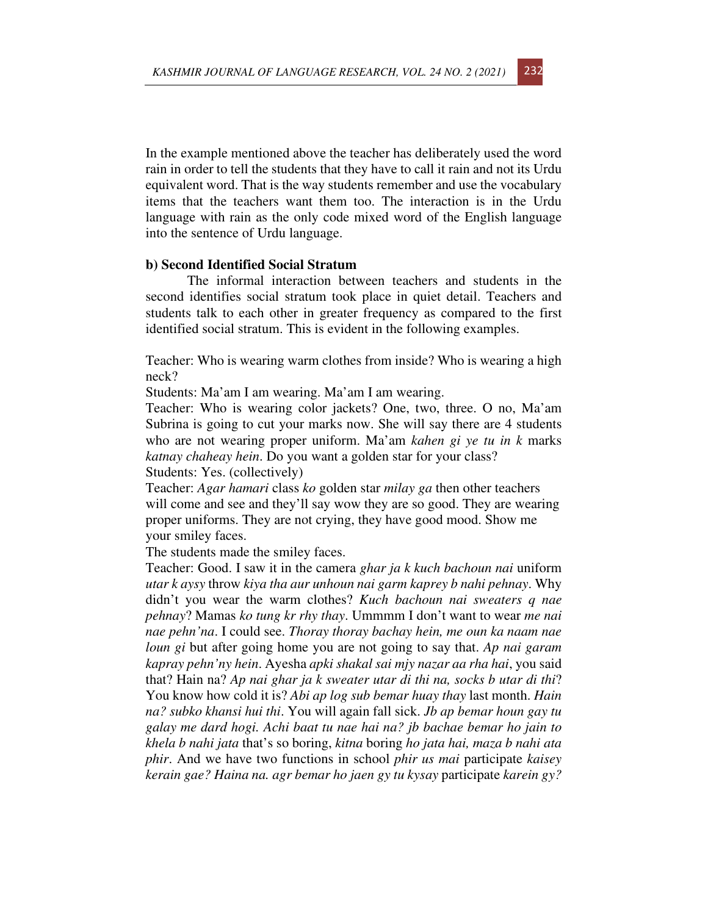In the example mentioned above the teacher has deliberately used the word rain in order to tell the students that they have to call it rain and not its Urdu equivalent word. That is the way students remember and use the vocabulary items that the teachers want them too. The interaction is in the Urdu language with rain as the only code mixed word of the English language into the sentence of Urdu language.

**b) Second Identified Social Stratum**

The informal interaction between teachers and students in the second identifies social stratum took place in quiet detail. Teachers and students talk to each other in greater frequency as compared to the first identified social stratum. This is evident in the following examples.

Teacher: Who is wearing warm clothes from inside? Who is wearing a high neck?

Students: Ma'am I am wearing. Ma'am I am wearing.

Teacher: Who is wearing color jackets? One, two, three. O no, Ma'am Subrina is going to cut your marks now. She will say there are 4 students who are not wearing proper uniform. Ma'am *kahen gi ye tu in k* marks *katnay chaheay hein*. Do you want a golden star for your class?

Students: Yes. (collectively)

Teacher: *Agar hamari* class *ko* golden star *milay ga* then other teachers will come and see and they'll say wow they are so good. They are wearing proper uniforms. They are not crying, they have good mood. Show me your smiley faces.

The students made the smiley faces.

Teacher: Good. I saw it in the camera *ghar ja k kuch bachoun nai* uniform *utar k aysy* throw *kiya tha aur unhoun nai garm kaprey b nahi pehnay*. Why didn't you wear the warm clothes? *Kuch bachoun nai sweaters q nae pehnay*? Mamas *ko tung kr rhy thay*. Ummmm I don't want to wear *me nai nae pehn'na*. I could see. *Thoray thoray bachay hein, me oun ka naam nae loun gi* but after going home you are not going to say that. *Ap nai garam kapray pehn'ny hein*. Ayesha *apki shakal sai mjy nazar aa rha hai*, you said that? Hain na? *Ap nai ghar ja k sweater utar di thi na, socks b utar di thi*? You know how cold it is? *Abi ap log sub bemar huay thay* last month. *Hain na? subko khansi hui thi*. You will again fall sick. *Jb ap bemar houn gay tu galay me dard hogi. Achi baat tu nae hai na? jb bachae bemar ho jain to khela b nahi jata* that's so boring, *kitna* boring *ho jata hai, maza b nahi ata phir*. And we have two functions in school *phir us mai* participate *kaisey kerain gae? Haina na. agr bemar ho jaen gy tu kysay* participate *karein gy?*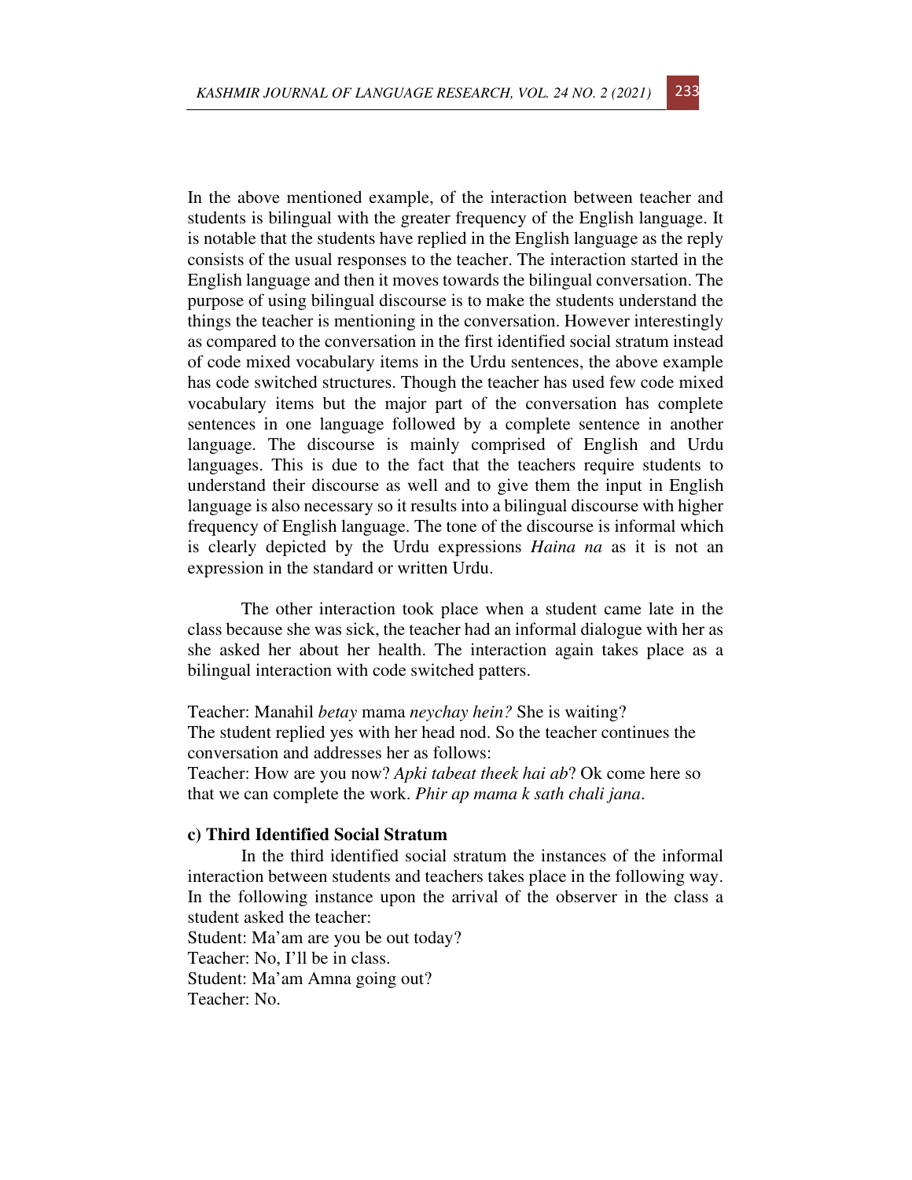In the above mentioned example, of the interaction between teacher and students is bilingual with the greater frequency of the English language. It is notable that the students have replied in the English language as the reply consists of the usual responses to the teacher. The interaction started in the English language and then it moves towards the bilingual conversation. The purpose of using bilingual discourse is to make the students understand the things the teacher is mentioning in the conversation. However interestingly as compared to the conversation in the first identified social stratum instead of code mixed vocabulary items in the Urdu sentences, the above example has code switched structures. Though the teacher has used few code mixed vocabulary items but the major part of the conversation has complete sentences in one language followed by a complete sentence in another language. The discourse is mainly comprised of English and Urdu languages. This is due to the fact that the teachers require students to understand their discourse as well and to give them the input in English language is also necessary so it results into a bilingual discourse with higher frequency of English language. The tone of the discourse is informal which is clearly depicted by the Urdu expressions *Haina na* as it is not an expression in the standard or written Urdu.

The other interaction took place when a student came late in the class because she was sick, the teacher had an informal dialogue with her as she asked her about her health. The interaction again takes place as a bilingual interaction with code switched patters.

Teacher: Manahil *betay* mama *neychay hein?* She is waiting?
The student replied yes with her head nod. So the teacher continues the conversation and addresses her as follows:
Teacher: How are you now? *Apki tabeat theek hai ab*? Ok come here so that we can complete the work. *Phir ap mama k sath chali jana*.

### c) Third Identified Social Stratum

In the third identified social stratum the instances of the informal interaction between students and teachers takes place in the following way. In the following instance upon the arrival of the observer in the class a student asked the teacher:
Student: Ma'am are you be out today?
Teacher: No, I'll be in class.
Student: Ma'am Amna going out?
Teacher: No.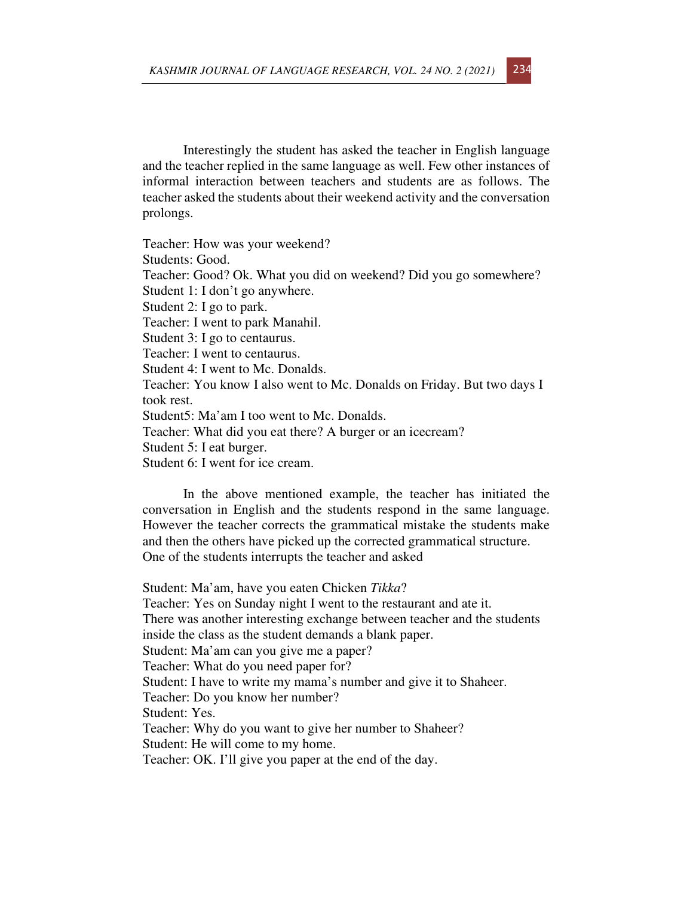Interestingly the student has asked the teacher in English language and the teacher replied in the same language as well. Few other instances of informal interaction between teachers and students are as follows. The teacher asked the students about their weekend activity and the conversation prolongs.

Teacher: How was your weekend?
Students: Good.
Teacher: Good? Ok. What you did on weekend? Did you go somewhere?
Student 1: I don't go anywhere.
Student 2: I go to park.
Teacher: I went to park Manahil.
Student 3: I go to centaurus.
Teacher: I went to centaurus.
Student 4: I went to Mc. Donalds.
Teacher: You know I also went to Mc. Donalds on Friday. But two days I took rest.
Student5: Ma'am I too went to Mc. Donalds.
Teacher: What did you eat there? A burger or an icecream?
Student 5: I eat burger.
Student 6: I went for ice cream.

In the above mentioned example, the teacher has initiated the conversation in English and the students respond in the same language. However the teacher corrects the grammatical mistake the students make and then the others have picked up the corrected grammatical structure. One of the students interrupts the teacher and asked

Student: Ma'am, have you eaten Chicken *Tikka*?
Teacher: Yes on Sunday night I went to the restaurant and ate it.
There was another interesting exchange between teacher and the students inside the class as the student demands a blank paper.
Student: Ma'am can you give me a paper?
Teacher: What do you need paper for?
Student: I have to write my mama's number and give it to Shaheer.
Teacher: Do you know her number?
Student: Yes.
Teacher: Why do you want to give her number to Shaheer?
Student: He will come to my home.
Teacher: OK. I'll give you paper at the end of the day.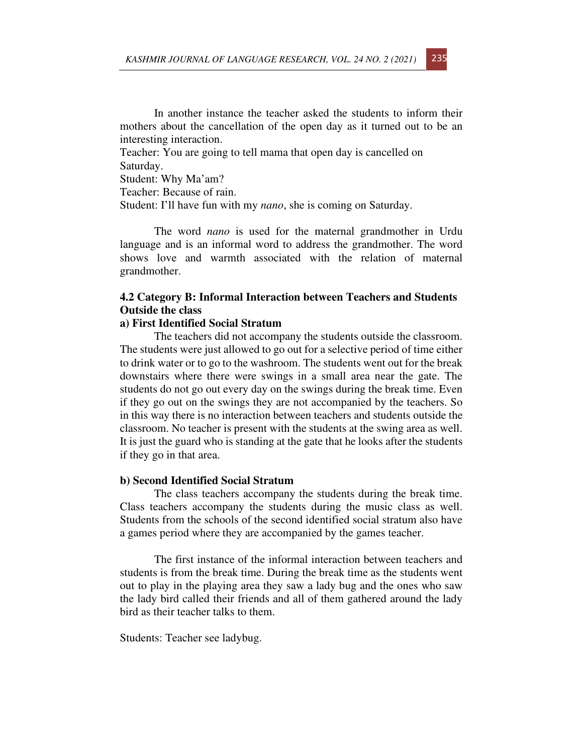In another instance the teacher asked the students to inform their mothers about the cancellation of the open day as it turned out to be an interesting interaction.

Teacher: You are going to tell mama that open day is cancelled on Saturday.

Student: Why Ma'am?

Teacher: Because of rain.

Student: I'll have fun with my *nano*, she is coming on Saturday.

The word *nano* is used for the maternal grandmother in Urdu language and is an informal word to address the grandmother. The word shows love and warmth associated with the relation of maternal grandmother.

### 4.2 Category B: Informal Interaction between Teachers and Students Outside the class

#### a) First Identified Social Stratum

The teachers did not accompany the students outside the classroom. The students were just allowed to go out for a selective period of time either to drink water or to go to the washroom. The students went out for the break downstairs where there were swings in a small area near the gate. The students do not go out every day on the swings during the break time. Even if they go out on the swings they are not accompanied by the teachers. So in this way there is no interaction between teachers and students outside the classroom. No teacher is present with the students at the swing area as well. It is just the guard who is standing at the gate that he looks after the students if they go in that area.

#### b) Second Identified Social Stratum

The class teachers accompany the students during the break time. Class teachers accompany the students during the music class as well. Students from the schools of the second identified social stratum also have a games period where they are accompanied by the games teacher.

The first instance of the informal interaction between teachers and students is from the break time. During the break time as the students went out to play in the playing area they saw a lady bug and the ones who saw the lady bird called their friends and all of them gathered around the lady bird as their teacher talks to them.

Students: Teacher see ladybug.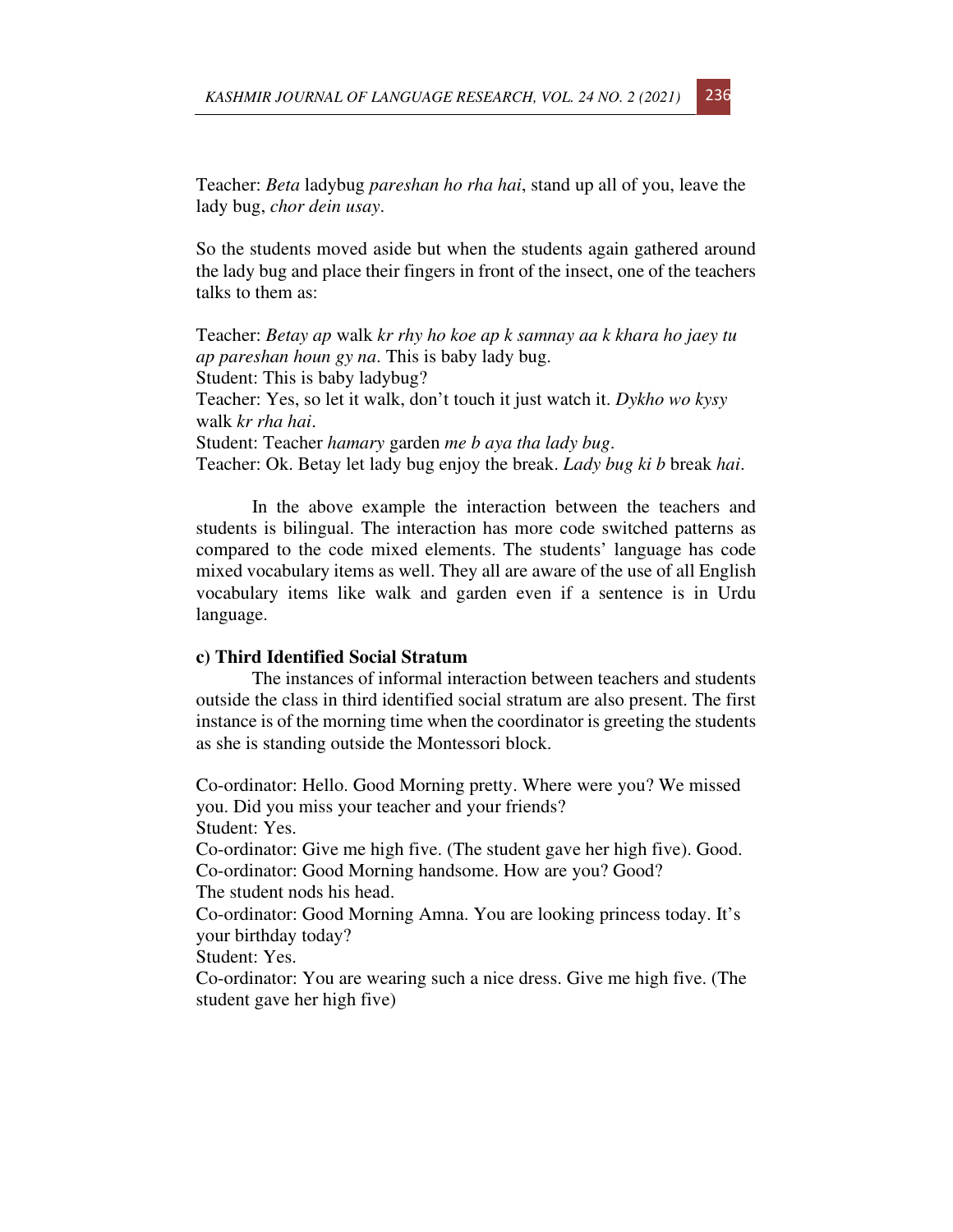Teacher: *Beta* ladybug *pareshan ho rha hai*, stand up all of you, leave the lady bug, *chor dein usay*.

So the students moved aside but when the students again gathered around the lady bug and place their fingers in front of the insect, one of the teachers talks to them as:

Teacher: *Betay ap* walk *kr rhy ho koe ap k samnay aa k khara ho jaey tu ap pareshan houn gy na*. This is baby lady bug.
Student: This is baby ladybug?
Teacher: Yes, so let it walk, don't touch it just watch it. *Dykho wo kysy* walk *kr rha hai*.
Student: Teacher *hamary* garden *me b aya tha lady bug*.
Teacher: Ok. Betay let lady bug enjoy the break. *Lady bug ki b* break *hai*.

In the above example the interaction between the teachers and students is bilingual. The interaction has more code switched patterns as compared to the code mixed elements. The students' language has code mixed vocabulary items as well. They all are aware of the use of all English vocabulary items like walk and garden even if a sentence is in Urdu language.

**c) Third Identified Social Stratum**

The instances of informal interaction between teachers and students outside the class in third identified social stratum are also present. The first instance is of the morning time when the coordinator is greeting the students as she is standing outside the Montessori block.

Co-ordinator: Hello. Good Morning pretty. Where were you? We missed you. Did you miss your teacher and your friends?
Student: Yes.
Co-ordinator: Give me high five. (The student gave her high five). Good.
Co-ordinator: Good Morning handsome. How are you? Good?
The student nods his head.
Co-ordinator: Good Morning Amna. You are looking princess today. It's your birthday today?
Student: Yes.
Co-ordinator: You are wearing such a nice dress. Give me high five. (The student gave her high five)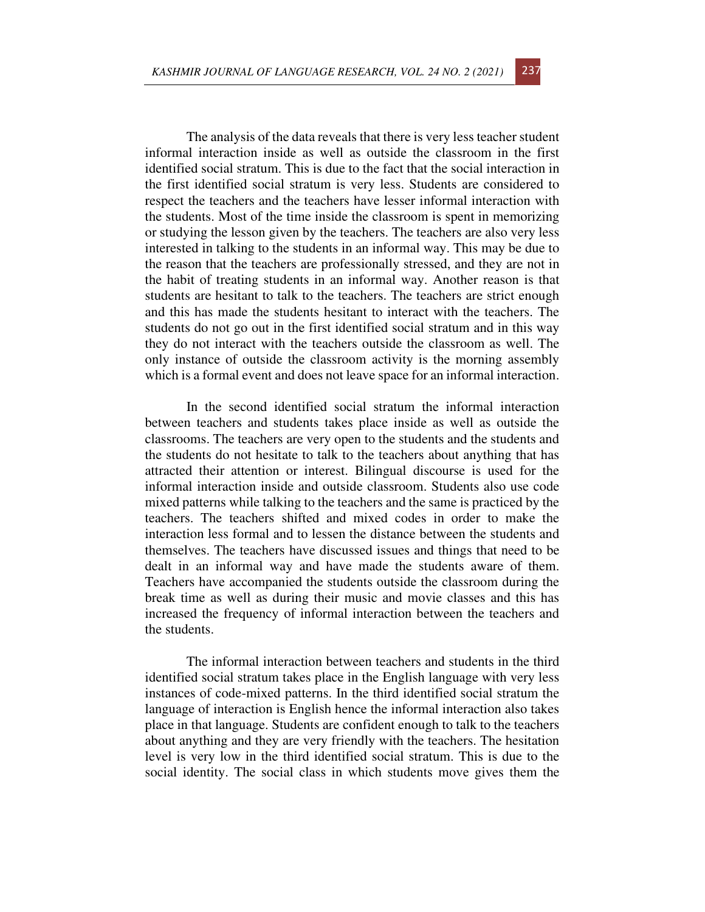The analysis of the data reveals that there is very less teacher student informal interaction inside as well as outside the classroom in the first identified social stratum. This is due to the fact that the social interaction in the first identified social stratum is very less. Students are considered to respect the teachers and the teachers have lesser informal interaction with the students. Most of the time inside the classroom is spent in memorizing or studying the lesson given by the teachers. The teachers are also very less interested in talking to the students in an informal way. This may be due to the reason that the teachers are professionally stressed, and they are not in the habit of treating students in an informal way. Another reason is that students are hesitant to talk to the teachers. The teachers are strict enough and this has made the students hesitant to interact with the teachers. The students do not go out in the first identified social stratum and in this way they do not interact with the teachers outside the classroom as well. The only instance of outside the classroom activity is the morning assembly which is a formal event and does not leave space for an informal interaction.

In the second identified social stratum the informal interaction between teachers and students takes place inside as well as outside the classrooms. The teachers are very open to the students and the students and the students do not hesitate to talk to the teachers about anything that has attracted their attention or interest. Bilingual discourse is used for the informal interaction inside and outside classroom. Students also use code mixed patterns while talking to the teachers and the same is practiced by the teachers. The teachers shifted and mixed codes in order to make the interaction less formal and to lessen the distance between the students and themselves. The teachers have discussed issues and things that need to be dealt in an informal way and have made the students aware of them. Teachers have accompanied the students outside the classroom during the break time as well as during their music and movie classes and this has increased the frequency of informal interaction between the teachers and the students.

The informal interaction between teachers and students in the third identified social stratum takes place in the English language with very less instances of code-mixed patterns. In the third identified social stratum the language of interaction is English hence the informal interaction also takes place in that language. Students are confident enough to talk to the teachers about anything and they are very friendly with the teachers. The hesitation level is very low in the third identified social stratum. This is due to the social identity. The social class in which students move gives them the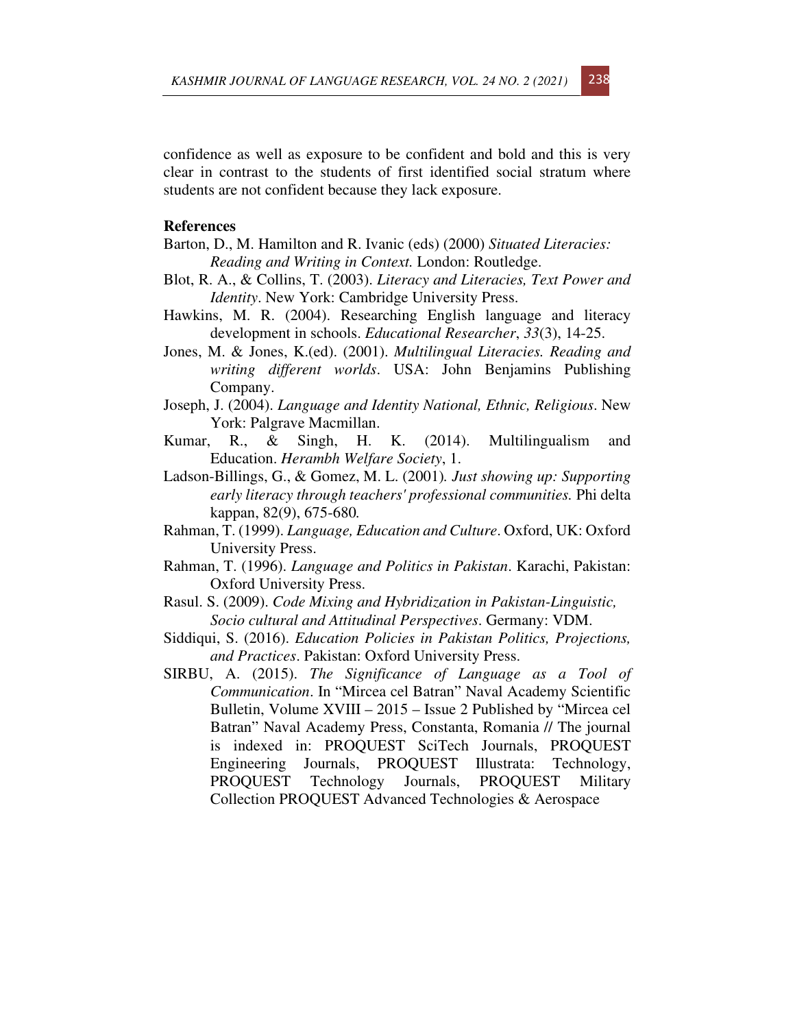confidence as well as exposure to be confident and bold and this is very clear in contrast to the students of first identified social stratum where students are not confident because they lack exposure.

**References**

Barton, D., M. Hamilton and R. Ivanic (eds) (2000) *Situated Literacies: Reading and Writing in Context.* London: Routledge.

Blot, R. A., & Collins, T. (2003). *Literacy and Literacies, Text Power and Identity*. New York: Cambridge University Press.

Hawkins, M. R. (2004). Researching English language and literacy development in schools. *Educational Researcher*, *33*(3), 14-25.

Jones, M. & Jones, K.(ed). (2001). *Multilingual Literacies. Reading and writing different worlds*. USA: John Benjamins Publishing Company.

Joseph, J. (2004). *Language and Identity National, Ethnic, Religious*. New York: Palgrave Macmillan.

Kumar, R., & Singh, H. K. (2014). Multilingualism and Education. *Herambh Welfare Society*, 1.

Ladson-Billings, G., & Gomez, M. L. (2001)*. Just showing up: Supporting early literacy through teachers' professional communities.* Phi delta kappan, 82(9), 675-680*.*

Rahman, T. (1999). *Language, Education and Culture*. Oxford, UK: Oxford University Press.

Rahman, T. (1996). *Language and Politics in Pakistan*. Karachi, Pakistan: Oxford University Press.

Rasul. S. (2009). *Code Mixing and Hybridization in Pakistan-Linguistic, Socio cultural and Attitudinal Perspectives*. Germany: VDM.

Siddiqui, S. (2016). *Education Policies in Pakistan Politics, Projections, and Practices*. Pakistan: Oxford University Press.

SIRBU, A. (2015). *The Significance of Language as a Tool of Communication*. In "Mircea cel Batran" Naval Academy Scientific Bulletin, Volume XVIII – 2015 – Issue 2 Published by "Mircea cel Batran" Naval Academy Press, Constanta, Romania // The journal is indexed in: PROQUEST SciTech Journals, PROQUEST Engineering Journals, PROQUEST Illustrata: Technology, PROQUEST Technology Journals, PROQUEST Military Collection PROQUEST Advanced Technologies & Aerospace